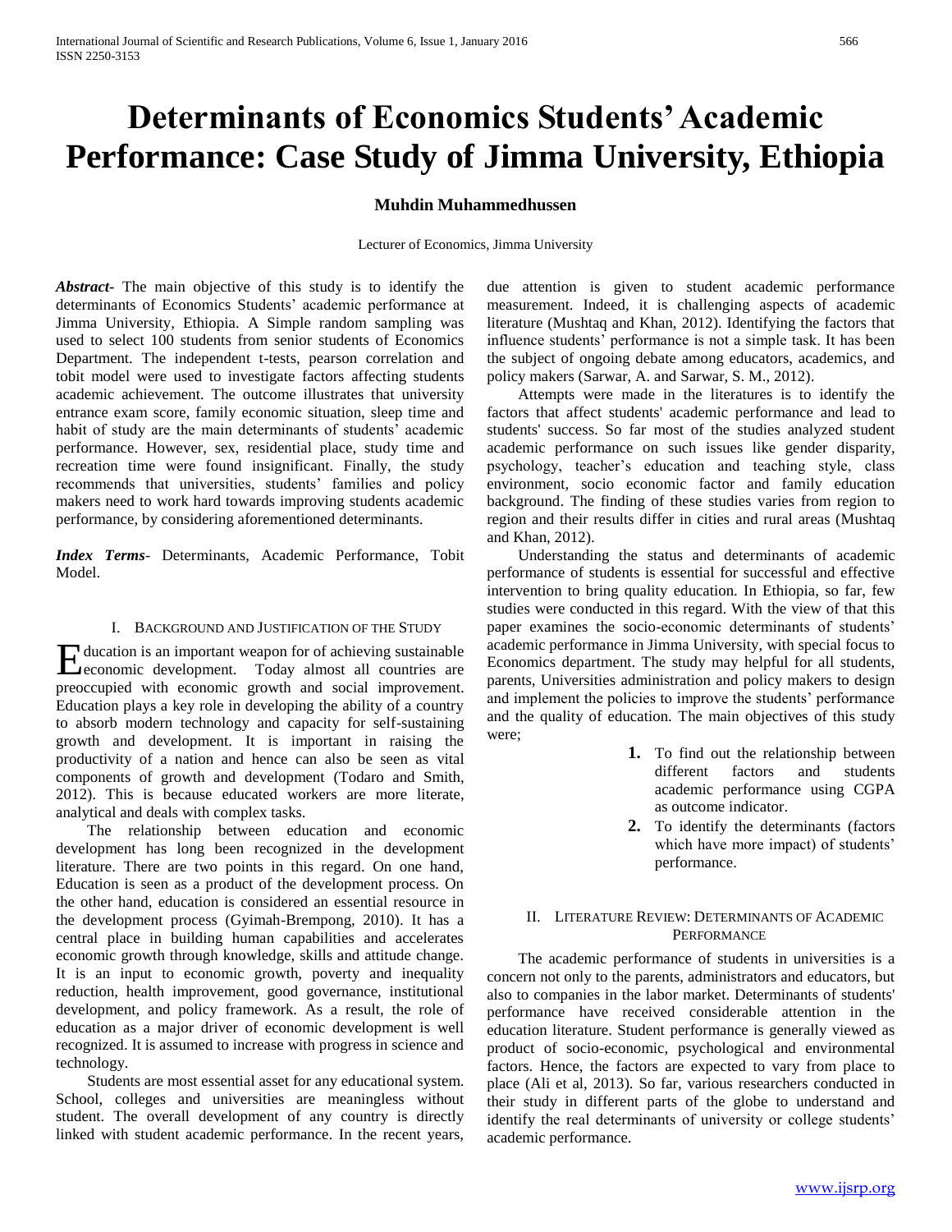# Determinants of Economics Students' Academic Performance: Case Study of Jimma University, Ethiopia

**Muhdin Muhammedhussen**

Lecturer of Economics, Jimma University

***Abstract-*** The main objective of this study is to identify the determinants of Economics Students' academic performance at Jimma University, Ethiopia. A Simple random sampling was used to select 100 students from senior students of Economics Department. The independent t-tests, pearson correlation and tobit model were used to investigate factors affecting students academic achievement. The outcome illustrates that university entrance exam score, family economic situation, sleep time and habit of study are the main determinants of students' academic performance. However, sex, residential place, study time and recreation time were found insignificant. Finally, the study recommends that universities, students' families and policy makers need to work hard towards improving students academic performance, by considering aforementioned determinants.

***Index Terms-*** Determinants, Academic Performance, Tobit Model.

## I. Background and Justification of the Study

Education is an important weapon for of achieving sustainable economic development. Today almost all countries are preoccupied with economic growth and social improvement. Education plays a key role in developing the ability of a country to absorb modern technology and capacity for self-sustaining growth and development. It is important in raising the productivity of a nation and hence can also be seen as vital components of growth and development (Todaro and Smith, 2012). This is because educated workers are more literate, analytical and deals with complex tasks.

The relationship between education and economic development has long been recognized in the development literature. There are two points in this regard. On one hand, Education is seen as a product of the development process. On the other hand, education is considered an essential resource in the development process (Gyimah-Brempong, 2010). It has a central place in building human capabilities and accelerates economic growth through knowledge, skills and attitude change. It is an input to economic growth, poverty and inequality reduction, health improvement, good governance, institutional development, and policy framework. As a result, the role of education as a major driver of economic development is well recognized. It is assumed to increase with progress in science and technology.

Students are most essential asset for any educational system. School, colleges and universities are meaningless without student. The overall development of any country is directly linked with student academic performance. In the recent years, due attention is given to student academic performance measurement. Indeed, it is challenging aspects of academic literature (Mushtaq and Khan, 2012). Identifying the factors that influence students' performance is not a simple task. It has been the subject of ongoing debate among educators, academics, and policy makers (Sarwar, A. and Sarwar, S. M., 2012).

Attempts were made in the literatures is to identify the factors that affect students' academic performance and lead to students' success. So far most of the studies analyzed student academic performance on such issues like gender disparity, psychology, teacher's education and teaching style, class environment, socio economic factor and family education background. The finding of these studies varies from region to region and their results differ in cities and rural areas (Mushtaq and Khan, 2012).

Understanding the status and determinants of academic performance of students is essential for successful and effective intervention to bring quality education. In Ethiopia, so far, few studies were conducted in this regard. With the view of that this paper examines the socio-economic determinants of students' academic performance in Jimma University, with special focus to Economics department. The study may helpful for all students, parents, Universities administration and policy makers to design and implement the policies to improve the students' performance and the quality of education. The main objectives of this study were;

1. To find out the relationship between different factors and students academic performance using CGPA as outcome indicator.
2. To identify the determinants (factors which have more impact) of students' performance.

## II. Literature Review: Determinants of Academic Performance

The academic performance of students in universities is a concern not only to the parents, administrators and educators, but also to companies in the labor market. Determinants of students' performance have received considerable attention in the education literature. Student performance is generally viewed as product of socio-economic, psychological and environmental factors. Hence, the factors are expected to vary from place to place (Ali et al, 2013). So far, various researchers conducted in their study in different parts of the globe to understand and identify the real determinants of university or college students' academic performance.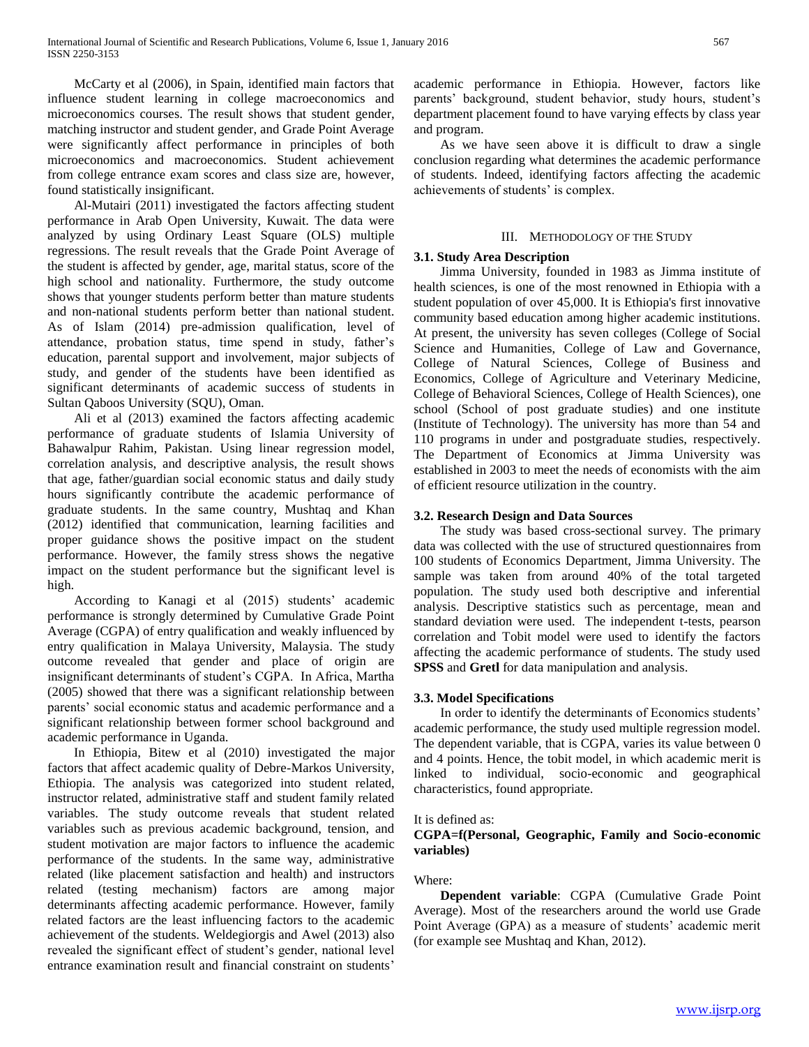McCarty et al (2006), in Spain, identified main factors that influence student learning in college macroeconomics and microeconomics courses. The result shows that student gender, matching instructor and student gender, and Grade Point Average were significantly affect performance in principles of both microeconomics and macroeconomics. Student achievement from college entrance exam scores and class size are, however, found statistically insignificant.

Al-Mutairi (2011) investigated the factors affecting student performance in Arab Open University, Kuwait. The data were analyzed by using Ordinary Least Square (OLS) multiple regressions. The result reveals that the Grade Point Average of the student is affected by gender, age, marital status, score of the high school and nationality. Furthermore, the study outcome shows that younger students perform better than mature students and non-national students perform better than national student. As of Islam (2014) pre-admission qualification, level of attendance, probation status, time spend in study, father's education, parental support and involvement, major subjects of study, and gender of the students have been identified as significant determinants of academic success of students in Sultan Qaboos University (SQU), Oman.

Ali et al (2013) examined the factors affecting academic performance of graduate students of Islamia University of Bahawalpur Rahim, Pakistan. Using linear regression model, correlation analysis, and descriptive analysis, the result shows that age, father/guardian social economic status and daily study hours significantly contribute the academic performance of graduate students. In the same country, Mushtaq and Khan (2012) identified that communication, learning facilities and proper guidance shows the positive impact on the student performance. However, the family stress shows the negative impact on the student performance but the significant level is high.

According to Kanagi et al (2015) students' academic performance is strongly determined by Cumulative Grade Point Average (CGPA) of entry qualification and weakly influenced by entry qualification in Malaya University, Malaysia. The study outcome revealed that gender and place of origin are insignificant determinants of student's CGPA. In Africa, Martha (2005) showed that there was a significant relationship between parents' social economic status and academic performance and a significant relationship between former school background and academic performance in Uganda.

In Ethiopia, Bitew et al (2010) investigated the major factors that affect academic quality of Debre-Markos University, Ethiopia. The analysis was categorized into student related, instructor related, administrative staff and student family related variables. The study outcome reveals that student related variables such as previous academic background, tension, and student motivation are major factors to influence the academic performance of the students. In the same way, administrative related (like placement satisfaction and health) and instructors related (testing mechanism) factors are among major determinants affecting academic performance. However, family related factors are the least influencing factors to the academic achievement of the students. Weldegiorgis and Awel (2013) also revealed the significant effect of student's gender, national level entrance examination result and financial constraint on students' academic performance in Ethiopia. However, factors like parents' background, student behavior, study hours, student's department placement found to have varying effects by class year and program.

As we have seen above it is difficult to draw a single conclusion regarding what determines the academic performance of students. Indeed, identifying factors affecting the academic achievements of students' is complex.

## III. Methodology of the Study

### 3.1. Study Area Description

Jimma University, founded in 1983 as Jimma institute of health sciences, is one of the most renowned in Ethiopia with a student population of over 45,000. It is Ethiopia's first innovative community based education among higher academic institutions. At present, the university has seven colleges (College of Social Science and Humanities, College of Law and Governance, College of Natural Sciences, College of Business and Economics, College of Agriculture and Veterinary Medicine, College of Behavioral Sciences, College of Health Sciences), one school (School of post graduate studies) and one institute (Institute of Technology). The university has more than 54 and 110 programs in under and postgraduate studies, respectively. The Department of Economics at Jimma University was established in 2003 to meet the needs of economists with the aim of efficient resource utilization in the country.

### 3.2. Research Design and Data Sources

The study was based cross-sectional survey. The primary data was collected with the use of structured questionnaires from 100 students of Economics Department, Jimma University. The sample was taken from around 40% of the total targeted population. The study used both descriptive and inferential analysis. Descriptive statistics such as percentage, mean and standard deviation were used. The independent t-tests, pearson correlation and Tobit model were used to identify the factors affecting the academic performance of students. The study used **SPSS** and **Gretl** for data manipulation and analysis.

### 3.3. Model Specifications

In order to identify the determinants of Economics students' academic performance, the study used multiple regression model. The dependent variable, that is CGPA, varies its value between 0 and 4 points. Hence, the tobit model, in which academic merit is linked to individual, socio-economic and geographical characteristics, found appropriate.

It is defined as:

**CGPA=f(Personal, Geographic, Family and Socio-economic variables)**

Where:

**Dependent variable**: CGPA (Cumulative Grade Point Average). Most of the researchers around the world use Grade Point Average (GPA) as a measure of students' academic merit (for example see Mushtaq and Khan, 2012).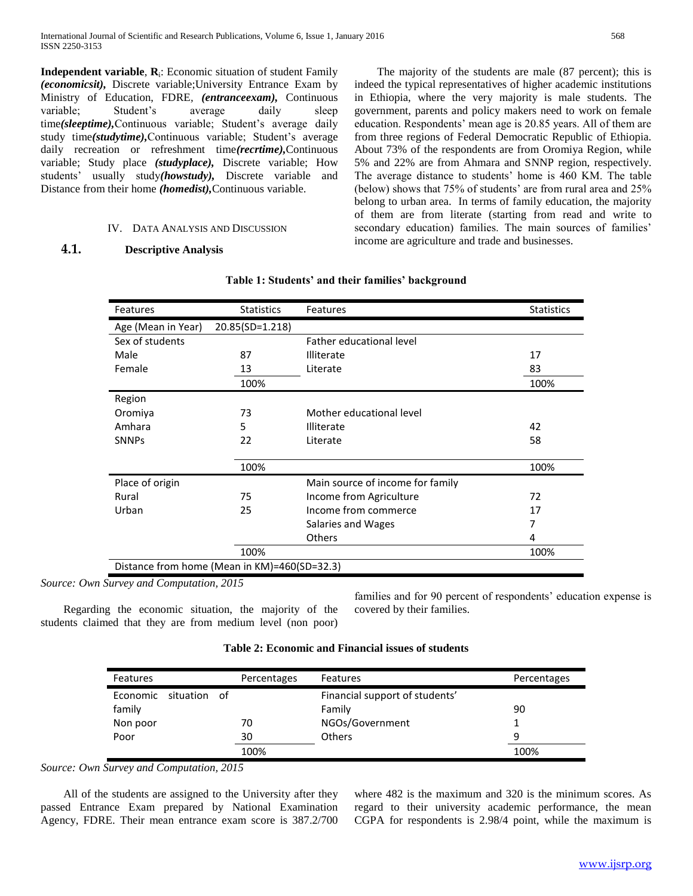**Independent variable**, $\mathbf{R}_i$: Economic situation of student Family ***(economicsit),*** Discrete variable;University Entrance Exam by Ministry of Education, FDRE, ***(entranceexam),*** Continuous variable; Student's average daily sleep time***(sleeptime),***Continuous variable; Student's average daily study time***(studytime),***Continuous variable; Student's average daily recreation or refreshment time***(recrtime),***Continuous variable; Study place ***(studyplace),*** Discrete variable; How students' usually study***(howstudy),*** Discrete variable and Distance from their home ***(homedist),***Continuous variable.

## IV. Data Analysis and Discussion

### 4.1. Descriptive Analysis

The majority of the students are male (87 percent); this is indeed the typical representatives of higher academic institutions in Ethiopia, where the very majority is male students. The government, parents and policy makers need to work on female education. Respondents' mean age is 20.85 years. All of them are from three regions of Federal Democratic Republic of Ethiopia. About 73% of the respondents are from Oromiya Region, while 5% and 22% are from Ahmara and SNNP region, respectively. The average distance to students' home is 460 KM. The table (below) shows that 75% of students' are from rural area and 25% belong to urban area. In terms of family education, the majority of them are from literate (starting from read and write to secondary education) families. The main sources of families' income are agriculture and trade and businesses.

**Table 1: Students' and their families' background**

| Features | Statistics | Features | Statistics |
|---|---|---|---|
| Age (Mean in Year) | 20.85(SD=1.218) | | |
| Sex of students | | Father educational level | |
| Male | 87 | Illiterate | 17 |
| Female | 13 | Literate | 83 |
| | 100% | | 100% |
| Region | | | |
| Oromiya | 73 | Mother educational level | |
| Amhara | 5 | Illiterate | 42 |
| SNNPs | 22 | Literate | 58 |
| | 100% | | 100% |
| Place of origin | | Main source of income for family | |
| Rural | 75 | Income from Agriculture | 72 |
| Urban | 25 | Income from commerce | 17 |
| | | Salaries and Wages | 7 |
| | | Others | 4 |
| | 100% | | 100% |
| Distance from home (Mean in KM)=460(SD=32.3) | | | |

*Source: Own Survey and Computation, 2015*

Regarding the economic situation, the majority of the students claimed that they are from medium level (non poor) families and for 90 percent of respondents' education expense is covered by their families.

**Table 2: Economic and Financial issues of students**

| Features | Percentages | Features | Percentages |
|---|---|---|---|
| Economic situation of family | | Financial support of students' | |
| | | Family | 90 |
| Non poor | 70 | NGOs/Government | 1 |
| Poor | 30 | Others | 9 |
| | 100% | | 100% |

*Source: Own Survey and Computation, 2015*

All of the students are assigned to the University after they passed Entrance Exam prepared by National Examination Agency, FDRE. Their mean entrance exam score is 387.2/700 where 482 is the maximum and 320 is the minimum scores. As regard to their university academic performance, the mean CGPA for respondents is 2.98/4 point, while the maximum is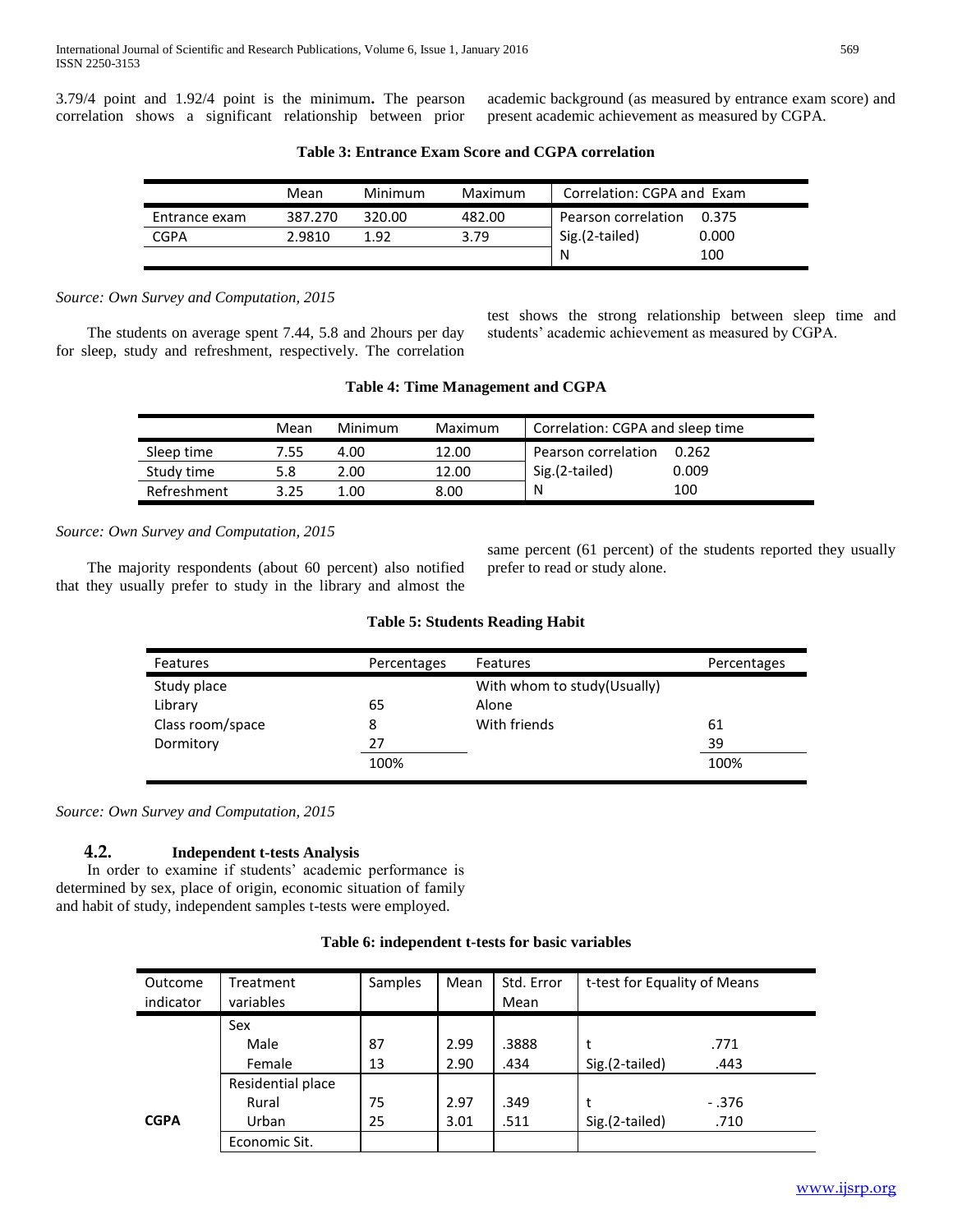3.79/4 point and 1.92/4 point is the minimum**.** The pearson correlation shows a significant relationship between prior academic background (as measured by entrance exam score) and present academic achievement as measured by CGPA.

**Table 3: Entrance Exam Score and CGPA correlation**

| | Mean | Minimum | Maximum | Correlation: CGPA and Exam | |
|---|---|---|---|---|---|
| Entrance exam | 387.270 | 320.00 | 482.00 | Pearson correlation | 0.375 |
| CGPA | 2.9810 | 1.92 | 3.79 | Sig.(2-tailed) | 0.000 |
| | | | | N | 100 |

*Source: Own Survey and Computation, 2015*

The students on average spent 7.44, 5.8 and 2hours per day for sleep, study and refreshment, respectively. The correlation test shows the strong relationship between sleep time and students' academic achievement as measured by CGPA.

**Table 4: Time Management and CGPA**

| | Mean | Minimum | Maximum | Correlation: CGPA and sleep time | |
|---|---|---|---|---|---|
| Sleep time | 7.55 | 4.00 | 12.00 | Pearson correlation | 0.262 |
| Study time | 5.8 | 2.00 | 12.00 | Sig.(2-tailed) | 0.009 |
| Refreshment | 3.25 | 1.00 | 8.00 | N | 100 |

*Source: Own Survey and Computation, 2015*

The majority respondents (about 60 percent) also notified that they usually prefer to study in the library and almost the same percent (61 percent) of the students reported they usually prefer to read or study alone.

**Table 5: Students Reading Habit**

| Features | Percentages | Features | Percentages |
|---|---|---|---|
| Study place | | With whom to study(Usually) | |
| Library | 65 | Alone | |
| Class room/space | 8 | With friends | 61 |
| Dormitory | 27 | | 39 |
| | 100% | | 100% |

*Source: Own Survey and Computation, 2015*

### 4.2. Independent t-tests Analysis

In order to examine if students' academic performance is determined by sex, place of origin, economic situation of family and habit of study, independent samples t-tests were employed.

**Table 6: independent t-tests for basic variables**

| Outcome indicator | Treatment variables | Samples | Mean | Std. Error Mean | t-test for Equality of Means | |
|---|---|---|---|---|---|---|
| | Sex | | | | | |
| | Male | 87 | 2.99 | .3888 | t | .771 |
| | Female | 13 | 2.90 | .434 | Sig.(2-tailed) | .443 |
| | Residential place | | | | | |
| | Rural | 75 | 2.97 | .349 | t | -.376 |
| **CGPA** | Urban | 25 | 3.01 | .511 | Sig.(2-tailed) | .710 |
| | Economic Sit. | | | | | |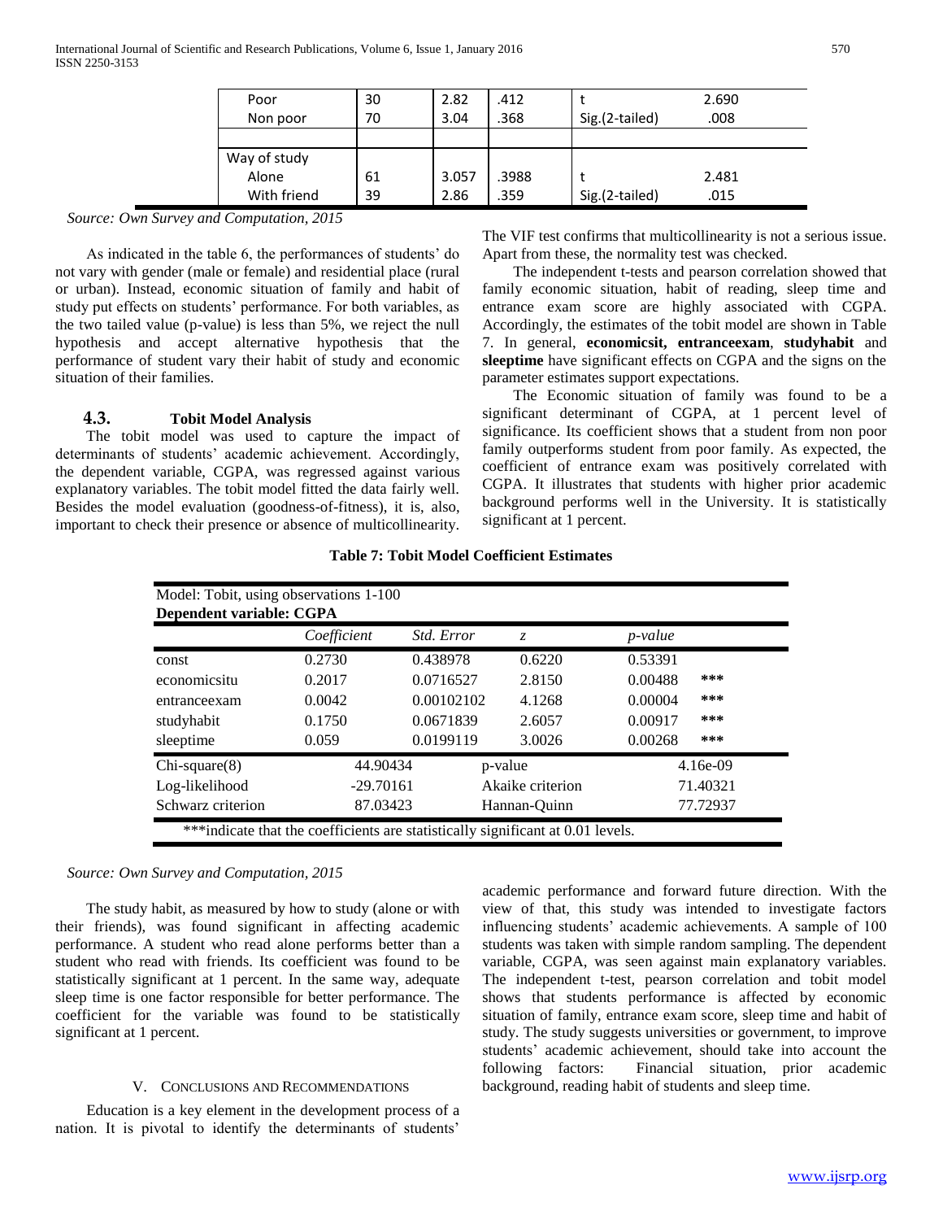| | | | | | |
|---|---|---|---|---|---|
| Poor | 30 | 2.82 | .412 | t | 2.690 |
| Non poor | 70 | 3.04 | .368 | Sig.(2-tailed) | .008 |
| | | | | | |
| Way of study | | | | | |
| Alone | 61 | 3.057 | .3988 | t | 2.481 |
| With friend | 39 | 2.86 | .359 | Sig.(2-tailed) | .015 |

*Source: Own Survey and Computation, 2015*

As indicated in the table 6, the performances of students' do not vary with gender (male or female) and residential place (rural or urban). Instead, economic situation of family and habit of study put effects on students' performance. For both variables, as the two tailed value (p-value) is less than 5%, we reject the null hypothesis and accept alternative hypothesis that the performance of student vary their habit of study and economic situation of their families.

### 4.3. Tobit Model Analysis

The tobit model was used to capture the impact of determinants of students' academic achievement. Accordingly, the dependent variable, CGPA, was regressed against various explanatory variables. The tobit model fitted the data fairly well. Besides the model evaluation (goodness-of-fitness), it is, also, important to check their presence or absence of multicollinearity. The VIF test confirms that multicollinearity is not a serious issue. Apart from these, the normality test was checked.

The independent t-tests and pearson correlation showed that family economic situation, habit of reading, sleep time and entrance exam score are highly associated with CGPA. Accordingly, the estimates of the tobit model are shown in Table 7. In general, **economicsit, entranceexam**, **studyhabit** and **sleeptime** have significant effects on CGPA and the signs on the parameter estimates support expectations.

The Economic situation of family was found to be a significant determinant of CGPA, at 1 percent level of significance. Its coefficient shows that a student from non poor family outperforms student from poor family. As expected, the coefficient of entrance exam was positively correlated with CGPA. It illustrates that students with higher prior academic background performs well in the University. It is statistically significant at 1 percent.

**Table 7: Tobit Model Coefficient Estimates**

Model: Tobit, using observations 1-100
**Dependent variable: CGPA**

| | *Coefficient* | *Std. Error* | *z* | *p-value* | |
|---|---|---|---|---|---|
| const | 0.2730 | 0.438978 | 0.6220 | 0.53391 | |
| economicsitu | 0.2017 | 0.0716527 | 2.8150 | 0.00488 | *** |
| entranceexam | 0.0042 | 0.00102102 | 4.1268 | 0.00004 | *** |
| studyhabit | 0.1750 | 0.0671839 | 2.6057 | 0.00917 | *** |
| sleeptime | 0.059 | 0.0199119 | 3.0026 | 0.00268 | *** |
| Chi-square(8) | 44.90434 | | p-value | 4.16e-09 | |
| Log-likelihood | -29.70161 | | Akaike criterion | 71.40321 | |
| Schwarz criterion | 87.03423 | | Hannan-Quinn | 77.72937 | |

***indicate that the coefficients are statistically significant at 0.01 levels.

*Source: Own Survey and Computation, 2015*

The study habit, as measured by how to study (alone or with their friends), was found significant in affecting academic performance. A student who read alone performs better than a student who read with friends. Its coefficient was found to be statistically significant at 1 percent. In the same way, adequate sleep time is one factor responsible for better performance. The coefficient for the variable was found to be statistically significant at 1 percent.

## V. Conclusions and Recommendations

Education is a key element in the development process of a nation. It is pivotal to identify the determinants of students' academic performance and forward future direction. With the view of that, this study was intended to investigate factors influencing students' academic achievements. A sample of 100 students was taken with simple random sampling. The dependent variable, CGPA, was seen against main explanatory variables. The independent t-test, pearson correlation and tobit model shows that students performance is affected by economic situation of family, entrance exam score, sleep time and habit of study. The study suggests universities or government, to improve students' academic achievement, should take into account the following factors: Financial situation, prior academic background, reading habit of students and sleep time.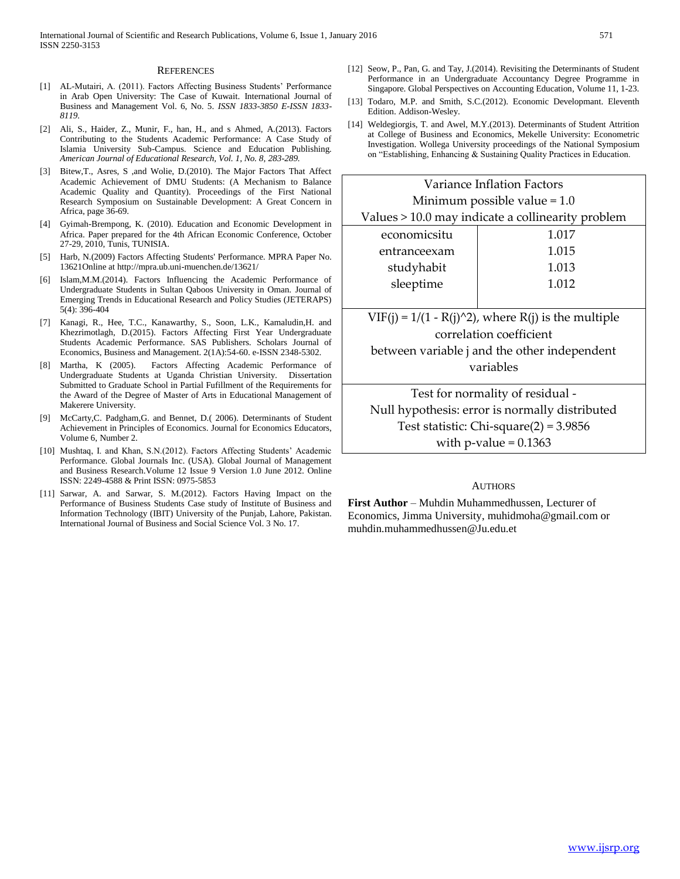## REFERENCES

[1] AL-Mutairi, A. (2011). Factors Affecting Business Students' Performance in Arab Open University: The Case of Kuwait. International Journal of Business and Management Vol. 6, No. 5. *ISSN 1833-3850 E-ISSN 1833-8119.*

[2] Ali, S., Haider, Z., Munir, F., han, H., and s Ahmed, A.(2013). Factors Contributing to the Students Academic Performance: A Case Study of Islamia University Sub-Campus. Science and Education Publishing. *American Journal of Educational Research, Vol. 1, No. 8, 283-289.*

[3] Bitew,T., Asres, S ,and Wolie, D.(2010). The Major Factors That Affect Academic Achievement of DMU Students: (A Mechanism to Balance Academic Quality and Quantity). Proceedings of the First National Research Symposium on Sustainable Development: A Great Concern in Africa, page 36-69.

[4] Gyimah-Brempong, K. (2010). Education and Economic Development in Africa. Paper prepared for the 4th African Economic Conference, October 27-29, 2010, Tunis, TUNISIA.

[5] Harb, N.(2009) Factors Affecting Students' Performance. MPRA Paper No. 13621Online at http://mpra.ub.uni-muenchen.de/13621/

[6] Islam,M.M.(2014). Factors Influencing the Academic Performance of Undergraduate Students in Sultan Qaboos University in Oman. Journal of Emerging Trends in Educational Research and Policy Studies (JETERAPS) 5(4): 396-404

[7] Kanagi, R., Hee, T.C., Kanawarthy, S., Soon, L.K., Kamaludin,H. and Khezrimotlagh, D.(2015). Factors Affecting First Year Undergraduate Students Academic Performance. SAS Publishers. Scholars Journal of Economics, Business and Management. 2(1A):54-60. e-ISSN 2348-5302.

[8] Martha, K (2005). Factors Affecting Academic Performance of Undergraduate Students at Uganda Christian University. Dissertation Submitted to Graduate School in Partial Fulfillment of the Requirements for the Award of the Degree of Master of Arts in Educational Management of Makerere University.

[9] McCarty,C. Padgham,G. and Bennet, D.( 2006). Determinants of Student Achievement in Principles of Economics. Journal for Economics Educators, Volume 6, Number 2.

[10] Mushtaq, I. and Khan, S.N.(2012). Factors Affecting Students' Academic Performance. Global Journals Inc. (USA). Global Journal of Management and Business Research.Volume 12 Issue 9 Version 1.0 June 2012. Online ISSN: 2249-4588 & Print ISSN: 0975-5853

[11] Sarwar, A. and Sarwar, S. M.(2012). Factors Having Impact on the Performance of Business Students Case study of Institute of Business and Information Technology (IBIT) University of the Punjab, Lahore, Pakistan. International Journal of Business and Social Science Vol. 3 No. 17.

[12] Seow, P., Pan, G. and Tay, J.(2014). Revisiting the Determinants of Student Performance in an Undergraduate Accountancy Degree Programme in Singapore. Global Perspectives on Accounting Education, Volume 11, 1-23.

[13] Todaro, M.P. and Smith, S.C.(2012). Economic Developmant. Eleventh Edition. Addison-Wesley.

[14] Weldegiorgis, T. and Awel, M.Y.(2013). Determinants of Student Attrition at College of Business and Economics, Mekelle University: Econometric Investigation. Wollega University proceedings of the National Symposium on "Establishing, Enhancing & Sustaining Quality Practices in Education.

Variance Inflation Factors
Minimum possible value = 1.0
Values > 10.0 may indicate a collinearity problem

| | |
|---|---|
| economicsitu | 1.017 |
| entranceexam | 1.015 |
| studyhabit | 1.013 |
| sleeptime | 1.012 |

VIF(j) = 1/(1 - R(j)^2), where R(j) is the multiple correlation coefficient between variable j and the other independent variables

Test for normality of residual -
Null hypothesis: error is normally distributed
Test statistic: Chi-square(2) = 3.9856
with p-value = 0.1363

## AUTHORS

**First Author** – Muhdin Muhammedhussen, Lecturer of Economics, Jimma University, muhidmoha@gmail.com or muhdin.muhammedhussen@Ju.edu.et